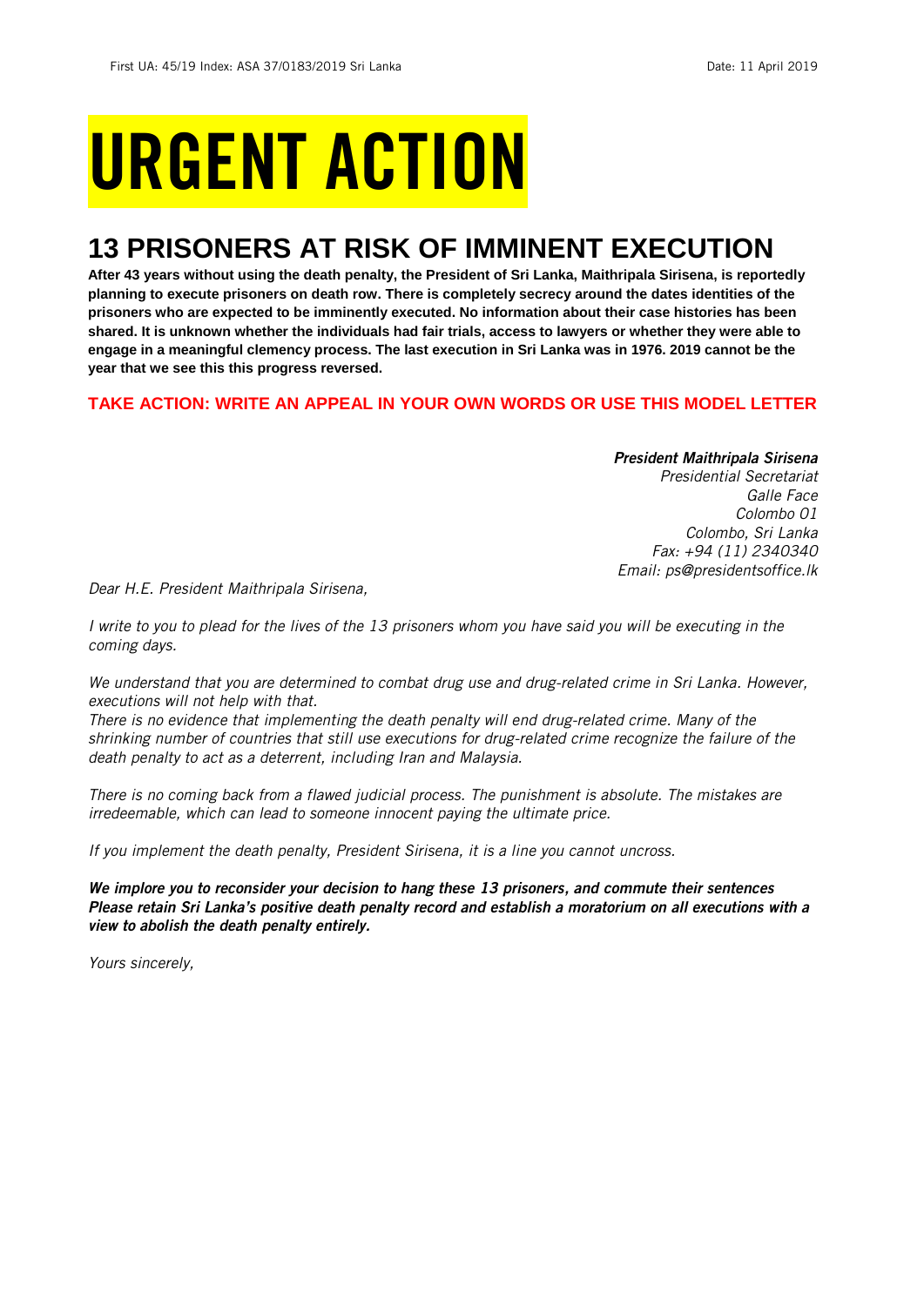First UA: 45/19 Index: ASA 37/0183/2019 Sri Lanka Date: 11 April 2019

# URGENT ACTION

## 13 PRISONERS AT RISK OF IMMINENT EXECUTION

**After 43 years without using the death penalty, the President of Sri Lanka, Maithripala Sirisena, is reportedly planning to execute prisoners on death row. There is completely secrecy around the dates identities of the prisoners who are expected to be imminently executed. No information about their case histories has been shared. It is unknown whether the individuals had fair trials, access to lawyers or whether they were able to engage in a meaningful clemency process. The last execution in Sri Lanka was in 1976. 2019 cannot be the year that we see this this progress reversed.**

**TAKE ACTION: WRITE AN APPEAL IN YOUR OWN WORDS OR USE THIS MODEL LETTER**

***President Maithripala Sirisena***
*Presidential Secretariat*
*Galle Face*
*Colombo 01*
*Colombo, Sri Lanka*
*Fax: +94 (11) 2340340*
*Email: ps@presidentsoffice.lk*

*Dear H.E. President Maithripala Sirisena,*

*I write to you to plead for the lives of the 13 prisoners whom you have said you will be executing in the coming days.*

*We understand that you are determined to combat drug use and drug-related crime in Sri Lanka. However, executions will not help with that.*
*There is no evidence that implementing the death penalty will end drug-related crime. Many of the shrinking number of countries that still use executions for drug-related crime recognize the failure of the death penalty to act as a deterrent, including Iran and Malaysia.*

*There is no coming back from a flawed judicial process. The punishment is absolute. The mistakes are irredeemable, which can lead to someone innocent paying the ultimate price.*

*If you implement the death penalty, President Sirisena, it is a line you cannot uncross.*

***We implore you to reconsider your decision to hang these 13 prisoners, and commute their sentences Please retain Sri Lanka's positive death penalty record and establish a moratorium on all executions with a view to abolish the death penalty entirely.***

*Yours sincerely,*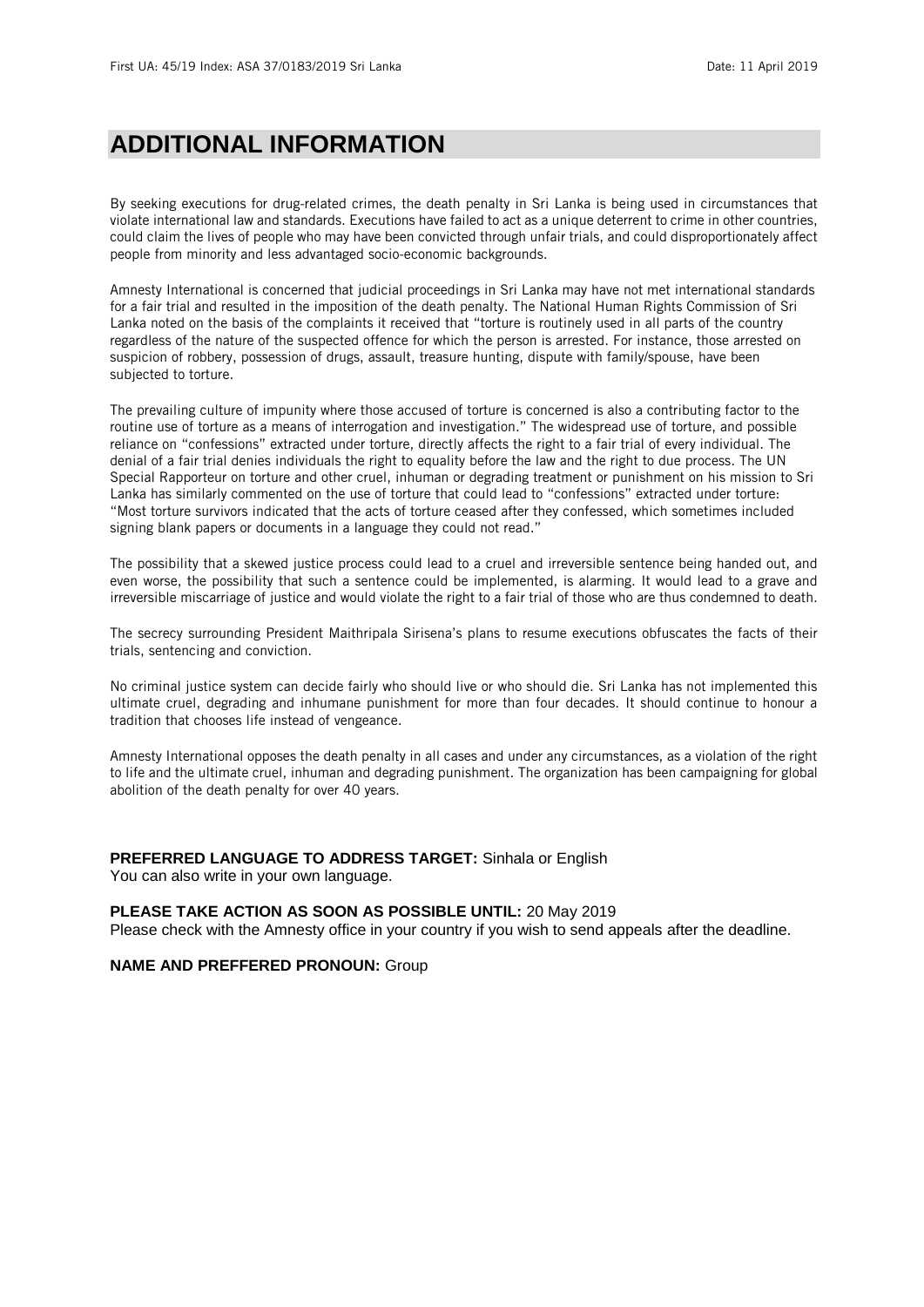# ADDITIONAL INFORMATION

By seeking executions for drug-related crimes, the death penalty in Sri Lanka is being used in circumstances that violate international law and standards. Executions have failed to act as a unique deterrent to crime in other countries, could claim the lives of people who may have been convicted through unfair trials, and could disproportionately affect people from minority and less advantaged socio-economic backgrounds.

Amnesty International is concerned that judicial proceedings in Sri Lanka may have not met international standards for a fair trial and resulted in the imposition of the death penalty. The National Human Rights Commission of Sri Lanka noted on the basis of the complaints it received that "torture is routinely used in all parts of the country regardless of the nature of the suspected offence for which the person is arrested. For instance, those arrested on suspicion of robbery, possession of drugs, assault, treasure hunting, dispute with family/spouse, have been subjected to torture.

The prevailing culture of impunity where those accused of torture is concerned is also a contributing factor to the routine use of torture as a means of interrogation and investigation." The widespread use of torture, and possible reliance on "confessions" extracted under torture, directly affects the right to a fair trial of every individual. The denial of a fair trial denies individuals the right to equality before the law and the right to due process. The UN Special Rapporteur on torture and other cruel, inhuman or degrading treatment or punishment on his mission to Sri Lanka has similarly commented on the use of torture that could lead to "confessions" extracted under torture: "Most torture survivors indicated that the acts of torture ceased after they confessed, which sometimes included signing blank papers or documents in a language they could not read."

The possibility that a skewed justice process could lead to a cruel and irreversible sentence being handed out, and even worse, the possibility that such a sentence could be implemented, is alarming. It would lead to a grave and irreversible miscarriage of justice and would violate the right to a fair trial of those who are thus condemned to death.

The secrecy surrounding President Maithripala Sirisena's plans to resume executions obfuscates the facts of their trials, sentencing and conviction.

No criminal justice system can decide fairly who should live or who should die. Sri Lanka has not implemented this ultimate cruel, degrading and inhumane punishment for more than four decades. It should continue to honour a tradition that chooses life instead of vengeance.

Amnesty International opposes the death penalty in all cases and under any circumstances, as a violation of the right to life and the ultimate cruel, inhuman and degrading punishment. The organization has been campaigning for global abolition of the death penalty for over 40 years.

**PREFERRED LANGUAGE TO ADDRESS TARGET:** Sinhala or English
You can also write in your own language.

**PLEASE TAKE ACTION AS SOON AS POSSIBLE UNTIL:** 20 May 2019
Please check with the Amnesty office in your country if you wish to send appeals after the deadline.

**NAME AND PREFFERED PRONOUN:** Group